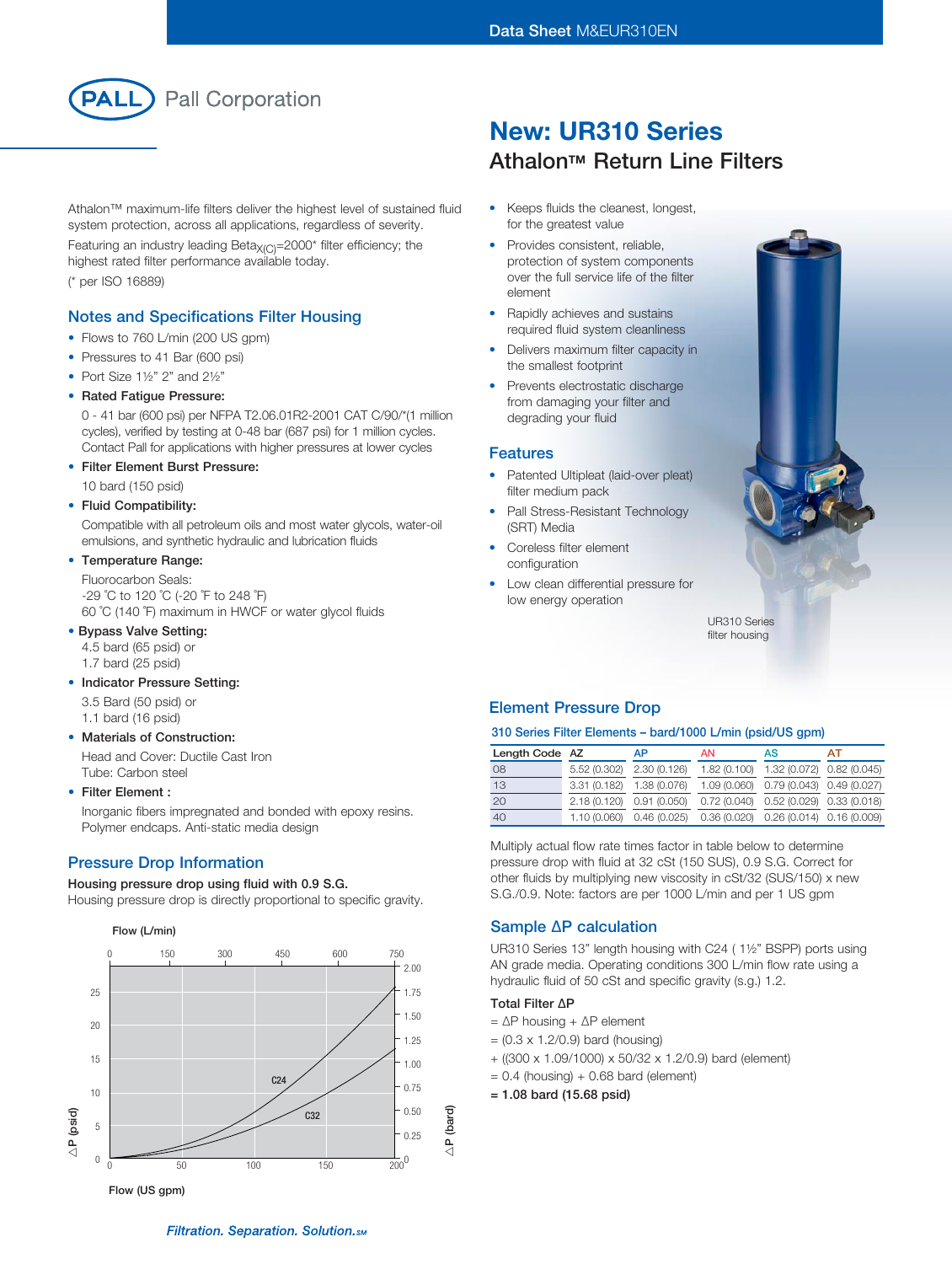Data Sheet M&EUR310EN

Pall Corporation

# New: UR310 Series

## Athalon™ Return Line Filters

Athalon™ maximum-life filters deliver the highest level of sustained fluid system protection, across all applications, regardless of severity.

Featuring an industry leading $Beta_{X(C)}$=2000* filter efficiency; the highest rated filter performance available today.

(* per ISO 16889)

- Keeps fluids the cleanest, longest, for the greatest value
- Provides consistent, reliable, protection of system components over the full service life of the filter element
- Rapidly achieves and sustains required fluid system cleanliness
- Delivers maximum filter capacity in the smallest footprint
- Prevents electrostatic discharge from damaging your filter and degrading your fluid

## Features

- Patented Ultipleat (laid-over pleat) filter medium pack
- Pall Stress-Resistant Technology (SRT) Media
- Coreless filter element configuration
- Low clean differential pressure for low energy operation

UR310 Series filter housing

## Notes and Specifications Filter Housing

- Flows to 760 L/min (200 US gpm)
- Pressures to 41 Bar (600 psi)
- Port Size 1½" 2" and 2½"
- **Rated Fatigue Pressure:**

  0 - 41 bar (600 psi) per NFPA T2.06.01R2-2001 CAT C/90/*(1 million cycles), verified by testing at 0-48 bar (687 psi) for 1 million cycles. Contact Pall for applications with higher pressures at lower cycles
- **Filter Element Burst Pressure:**

  10 bard (150 psid)
- **Fluid Compatibility:**

  Compatible with all petroleum oils and most water glycols, water-oil emulsions, and synthetic hydraulic and lubrication fluids
- **Temperature Range:**

  Fluorocarbon Seals:

  -29 °C to 120 °C (-20 °F to 248 °F)

  60 °C (140 °F) maximum in HWCF or water glycol fluids
- **Bypass Valve Setting:**

  4.5 bard (65 psid) or

  1.7 bard (25 psid)
- **Indicator Pressure Setting:**

  3.5 Bard (50 psid) or

  1.1 bard (16 psid)
- **Materials of Construction:**

  Head and Cover: Ductile Cast Iron

  Tube: Carbon steel
- **Filter Element :**

  Inorganic fibers impregnated and bonded with epoxy resins. Polymer endcaps. Anti-static media design

## Pressure Drop Information

**Housing pressure drop using fluid with 0.9 S.G.**

Housing pressure drop is directly proportional to specific gravity.

Flow (L/min): 0, 150, 300, 450, 600, 750

ΔP (bard): 0, 0.25, 0.50, 0.75, 1.00, 1.25, 1.50, 1.75, 2.00

ΔP (psid): 0, 5, 10, 15, 20, 25

Curves: C24, C32

Flow (US gpm): 0, 50, 100, 150, 200

## Element Pressure Drop

### 310 Series Filter Elements – bard/1000 L/min (psid/US gpm)

| Length Code | AZ | AP | AN | AS | AT |
|---|---|---|---|---|---|
| 08 | 5.52 (0.302) | 2.30 (0.126) | 1.82 (0.100) | 1.32 (0.072) | 0.82 (0.045) |
| 13 | 3.31 (0.182) | 1.38 (0.076) | 1.09 (0.060) | 0.79 (0.043) | 0.49 (0.027) |
| 20 | 2.18 (0.120) | 0.91 (0.050) | 0.72 (0.040) | 0.52 (0.029) | 0.33 (0.018) |
| 40 | 1.10 (0.060) | 0.46 (0.025) | 0.36 (0.020) | 0.26 (0.014) | 0.16 (0.009) |

Multiply actual flow rate times factor in table below to determine pressure drop with fluid at 32 cSt (150 SUS), 0.9 S.G. Correct for other fluids by multiplying new viscosity in cSt/32 (SUS/150) x new S.G./0.9. Note: factors are per 1000 L/min and per 1 US gpm

## Sample ΔP calculation

UR310 Series 13" length housing with C24 ( 1½" BSPP) ports using AN grade media. Operating conditions 300 L/min flow rate using a hydraulic fluid of 50 cSt and specific gravity (s.g.) 1.2.

**Total Filter ΔP**

= ΔP housing + ΔP element

= (0.3 x 1.2/0.9) bard (housing)

+ ((300 x 1.09/1000) x 50/32 x 1.2/0.9) bard (element)

= 0.4 (housing) + 0.68 bard (element)

**= 1.08 bard (15.68 psid)**

*Filtration. Separation. Solution.SM*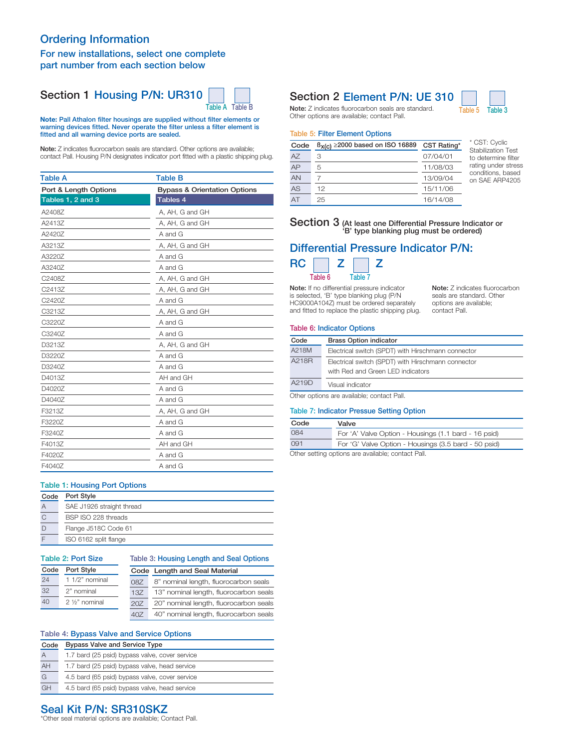# Ordering Information

## For new installations, select one complete part number from each section below

## Section 1 Housing P/N: UR310 [Table A] [Table B]

**Note: Pall Athalon filter housings are supplied without filter elements or warning devices fitted. Never operate the filter unless a filter element is fitted and all warning device ports are sealed.**

**Note:** Z indicates fluorocarbon seals are standard. Other options are available; contact Pall. Housing P/N designates indicator port fitted with a plastic shipping plug.

| Table A | Table B |
|---|---|
| **Port & Length Options** | **Bypass & Orientation Options** |
| **Tables 1, 2 and 3** | **Tables 4** |
| A2408Z | A, AH, G and GH |
| A2413Z | A, AH, G and GH |
| A2420Z | A and G |
| A3213Z | A, AH, G and GH |
| A3220Z | A and G |
| A3240Z | A and G |
| C2408Z | A, AH, G and GH |
| C2413Z | A, AH, G and GH |
| C2420Z | A and G |
| C3213Z | A, AH, G and GH |
| C3220Z | A and G |
| C3240Z | A and G |
| D3213Z | A, AH, G and GH |
| D3220Z | A and G |
| D3240Z | A and G |
| D4013Z | AH and GH |
| D4020Z | A and G |
| D4040Z | A and G |
| F3213Z | A, AH, G and GH |
| F3220Z | A and G |
| F3240Z | A and G |
| F4013Z | AH and GH |
| F4020Z | A and G |
| F4040Z | A and G |

### Table 1: Housing Port Options

| Code | Port Style |
|---|---|
| A | SAE J1926 straight thread |
| C | BSP ISO 228 threads |
| D | Flange J518C Code 61 |
| F | ISO 6162 split flange |

### Table 2: Port Size

| Code | Port Style |
|---|---|
| 24 | 1 1/2" nominal |
| 32 | 2" nominal |
| 40 | 2 ½" nominal |

### Table 3: Housing Length and Seal Options

| Code | Length and Seal Material |
|---|---|
| 08Z | 8" nominal length, fluorocarbon seals |
| 13Z | 13" nominal length, fluorocarbon seals |
| 20Z | 20" nominal length, fluorocarbon seals |
| 40Z | 40" nominal length, fluorocarbon seals |

### Table 4: Bypass Valve and Service Options

| Code | Bypass Valve and Service Type |
|---|---|
| A | 1.7 bard (25 psid) bypass valve, cover service |
| AH | 1.7 bard (25 psid) bypass valve, head service |
| G | 4.5 bard (65 psid) bypass valve, cover service |
| GH | 4.5 bard (65 psid) bypass valve, head service |

## Seal Kit P/N: SR310SKZ

*Other seal material options are available; Contact Pall.

## Section 2 Element P/N: UE 310 [Table 5] [Table 3]

**Note:** Z indicates fluorocarbon seals are standard. Other options are available; contact Pall.

### Table 5: Filter Element Options

| Code | $\beta_{x(c)} \geq 2000$ based on ISO 16889 | CST Rating* |
|---|---|---|
| AZ | 3 | 07/04/01 |
| AP | 5 | 11/08/03 |
| AN | 7 | 13/09/04 |
| AS | 12 | 15/11/06 |
| AT | 25 | 16/14/08 |

* CST: Cyclic Stabilization Test to determine filter rating under stress conditions, based on SAE ARP4205

## Section 3 (At least one Differential Pressure Indicator or 'B' type blanking plug must be ordered)

## Differential Pressure Indicator P/N:

RC [Table 6] Z [Table 7] Z

**Note:** If no differential pressure indicator is selected, 'B' type blanking plug (P/N HC9000A104Z) must be ordered separately and fitted to replace the plastic shipping plug.

**Note:** Z indicates fluorocarbon seals are standard. Other options are available; contact Pall.

### Table 6: Indicator Options

| Code | Brass Option indicator |
|---|---|
| A218M | Electrical switch (SPDT) with Hirschmann connector |
| A218R | Electrical switch (SPDT) with Hirschmann connector with Red and Green LED indicators |
| A219D | Visual indicator |

Other options are available; contact Pall.

### Table 7: Indicator Pressue Setting Option

| Code | Valve |
|---|---|
| 084 | For 'A' Valve Option - Housings (1.1 bard - 16 psid) |
| 091 | For 'G' Valve Option - Housings (3.5 bard - 50 psid) |

Other setting options are available; contact Pall.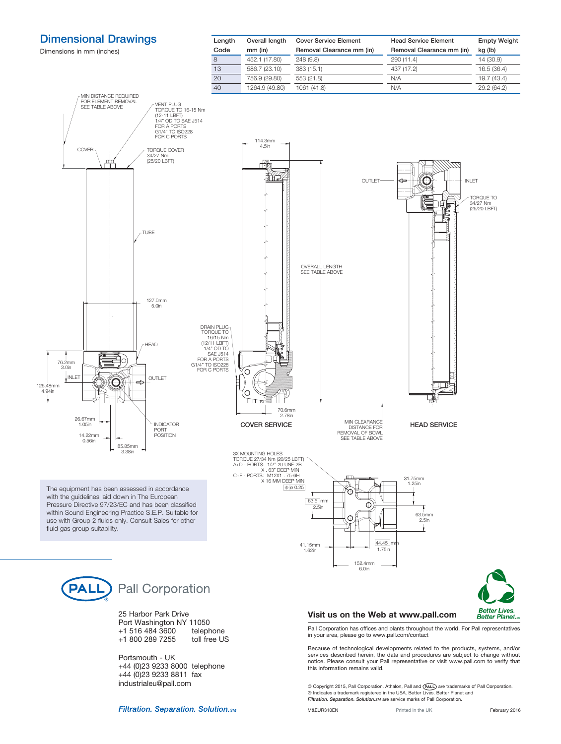## Dimensional Drawings

Dimensions in mm (inches)

| Length Code | Overall length mm (in) | Cover Service Element Removal Clearance mm (in) | Head Service Element Removal Clearance mm (in) | Empty Weight kg (lb) |
|---|---|---|---|---|
| 8 | 452.1 (17.80) | 248 (9.8) | 290 (11.4) | 14 (30.9) |
| 13 | 586.7 (23.10) | 383 (15.1) | 437 (17.2) | 16.5 (36.4) |
| 20 | 756.9 (29.80) | 553 (21.8) | N/A | 19.7 (43.4) |
| 40 | 1264.9 (49.80) | 1061 (41.8) | N/A | 29.2 (64.2) |

MIN DISTANCE REQUIRED FOR ELEMENT REMOVAL SEE TABLE ABOVE

VENT PLUG TORQUE TO 16-15 Nm (12-11 LBFT) 1/4" OD TO SAE J514 FOR A PORTS G1/4" TO ISO228 FOR C PORTS

COVER

TORQUE COVER 34/27 Nm (25/20 LBFT)

TUBE

127.0mm 5.0in

HEAD

76.2mm 3.0in

INLET

OUTLET

125.48mm 4.94in

26.67mm 1.05in

14.22mm 0.56in

85.85mm 3.38in

INDICATOR PORT POSITION

114.3mm 4.5in

OVERALL LENGTH SEE TABLE ABOVE

DRAIN PLUG TORQUE TO 16/15 Nm (12/11 LBFT) 1/4" OD TO SAE J514 FOR A PORTS G1/4" TO ISO228 FOR C PORTS

70.6mm 2.78in

COVER SERVICE

OUTLET

INLET

TORQUE TO 34/27 Nm (25/20 LBFT)

MIN CLEARANCE DISTANCE FOR REMOVAL OF BOWL SEE TABLE ABOVE

HEAD SERVICE

3X MOUNTING HOLES TORQUE 27/34 Nm (20/25 LBFT) A+D - PORTS: 1/2"-20 UNF-2B X . 63" DEEP MIN C+F - PORTS: M12X1 . 75-6H X 16 MM DEEP MIN ⌖ ø 0.25

63.5 mm 2.5in

31.75mm 1.25in

63.5mm 2.5in

41.15mm 1.62in

44.45 mm 1.75in

152.4mm 6.0in

The equipment has been assessed in accordance with the guidelines laid down in The European Pressure Directive 97/23/EC and has been classified within Sound Engineering Practice S.E.P. Suitable for use with Group 2 fluids only. Consult Sales for other fluid gas group suitability.

**Pall Corporation**

25 Harbor Park Drive
Port Washington NY 11050
+1 516 484 3600 telephone
+1 800 289 7255 toll free US

Portsmouth - UK
+44 (0)23 9233 8000 telephone
+44 (0)23 9233 8811 fax
industrialeu@pall.com

*Filtration. Separation. Solution.SM*

### Visit us on the Web at www.pall.com

*Better Lives. Better Planet.SM*

Pall Corporation has offices and plants throughout the world. For Pall representatives in your area, please go to www.pall.com/contact

Because of technological developments related to the products, systems, and/or services described herein, the data and procedures are subject to change without notice. Please consult your Pall representative or visit www.pall.com to verify that this information remains valid.

© Copyright 2015, Pall Corporation. Athalon, Pall and PALL are trademarks of Pall Corporation. ® Indicates a trademark registered in the USA. Better Lives. Better Planet and *Filtration. Separation. Solution.SM* are service marks of Pall Corporation.

M&EUR310EN Printed in the UK February 2016